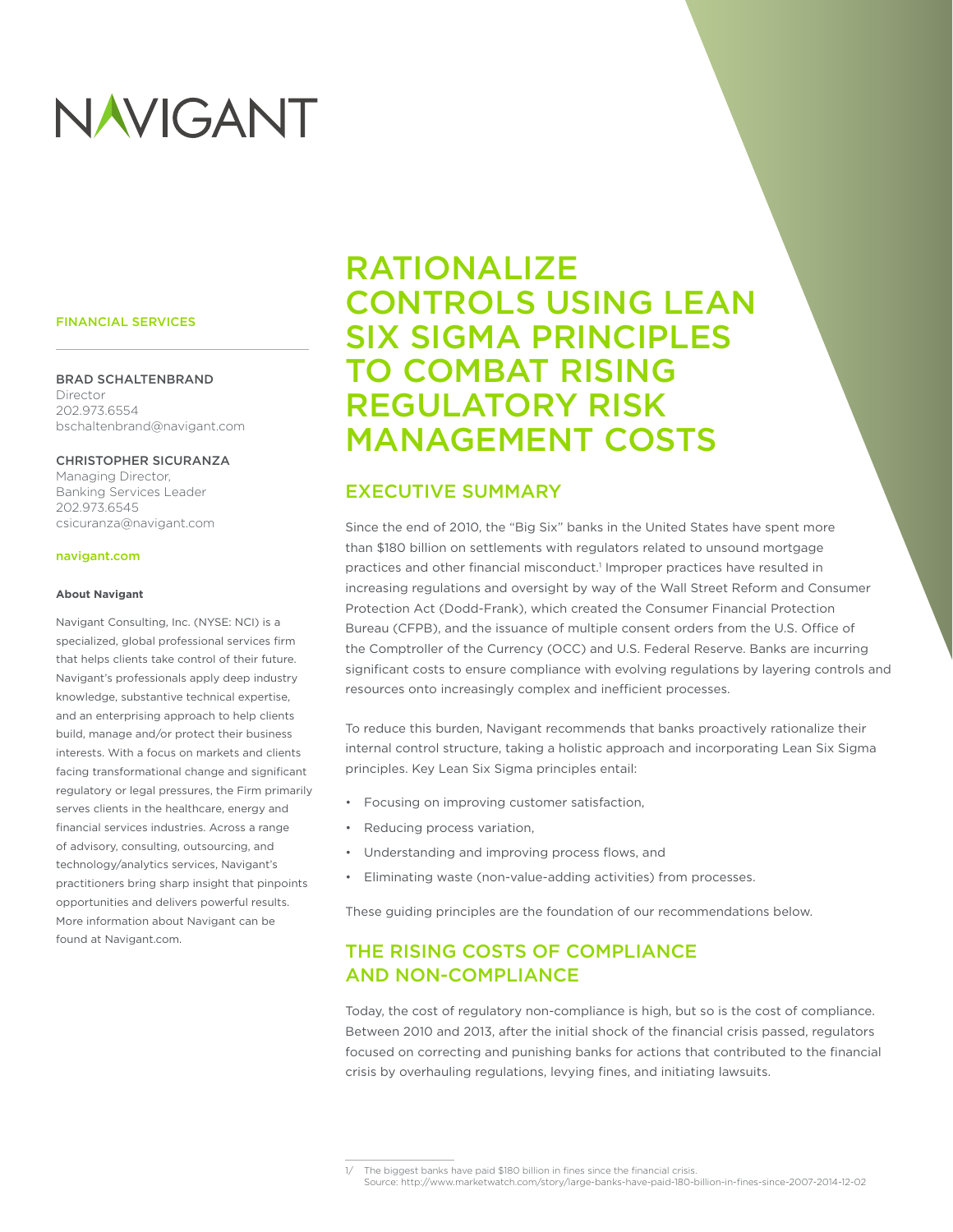NAVIGANT

FINANCIAL SERVICES

BRAD SCHALTENBRAND
Director
202.973.6554
bschaltenbrand@navigant.com

CHRISTOPHER SICURANZA
Managing Director,
Banking Services Leader
202.973.6545
csicuranza@navigant.com

**navigant.com**

**About Navigant**

Navigant Consulting, Inc. (NYSE: NCI) is a specialized, global professional services firm that helps clients take control of their future. Navigant's professionals apply deep industry knowledge, substantive technical expertise, and an enterprising approach to help clients build, manage and/or protect their business interests. With a focus on markets and clients facing transformational change and significant regulatory or legal pressures, the Firm primarily serves clients in the healthcare, energy and financial services industries. Across a range of advisory, consulting, outsourcing, and technology/analytics services, Navigant's practitioners bring sharp insight that pinpoints opportunities and delivers powerful results. More information about Navigant can be found at Navigant.com.

# RATIONALIZE CONTROLS USING LEAN SIX SIGMA PRINCIPLES TO COMBAT RISING REGULATORY RISK MANAGEMENT COSTS

## EXECUTIVE SUMMARY

Since the end of 2010, the "Big Six" banks in the United States have spent more than $180 billion on settlements with regulators related to unsound mortgage practices and other financial misconduct.[1] Improper practices have resulted in increasing regulations and oversight by way of the Wall Street Reform and Consumer Protection Act (Dodd-Frank), which created the Consumer Financial Protection Bureau (CFPB), and the issuance of multiple consent orders from the U.S. Office of the Comptroller of the Currency (OCC) and U.S. Federal Reserve. Banks are incurring significant costs to ensure compliance with evolving regulations by layering controls and resources onto increasingly complex and inefficient processes.

To reduce this burden, Navigant recommends that banks proactively rationalize their internal control structure, taking a holistic approach and incorporating Lean Six Sigma principles. Key Lean Six Sigma principles entail:

- Focusing on improving customer satisfaction,
- Reducing process variation,
- Understanding and improving process flows, and
- Eliminating waste (non-value-adding activities) from processes.

These guiding principles are the foundation of our recommendations below.

## THE RISING COSTS OF COMPLIANCE AND NON-COMPLIANCE

Today, the cost of regulatory non-compliance is high, but so is the cost of compliance. Between 2010 and 2013, after the initial shock of the financial crisis passed, regulators focused on correcting and punishing banks for actions that contributed to the financial crisis by overhauling regulations, levying fines, and initiating lawsuits.

1/ The biggest banks have paid $180 billion in fines since the financial crisis.
Source: http://www.marketwatch.com/story/large-banks-have-paid-180-billion-in-fines-since-2007-2014-12-02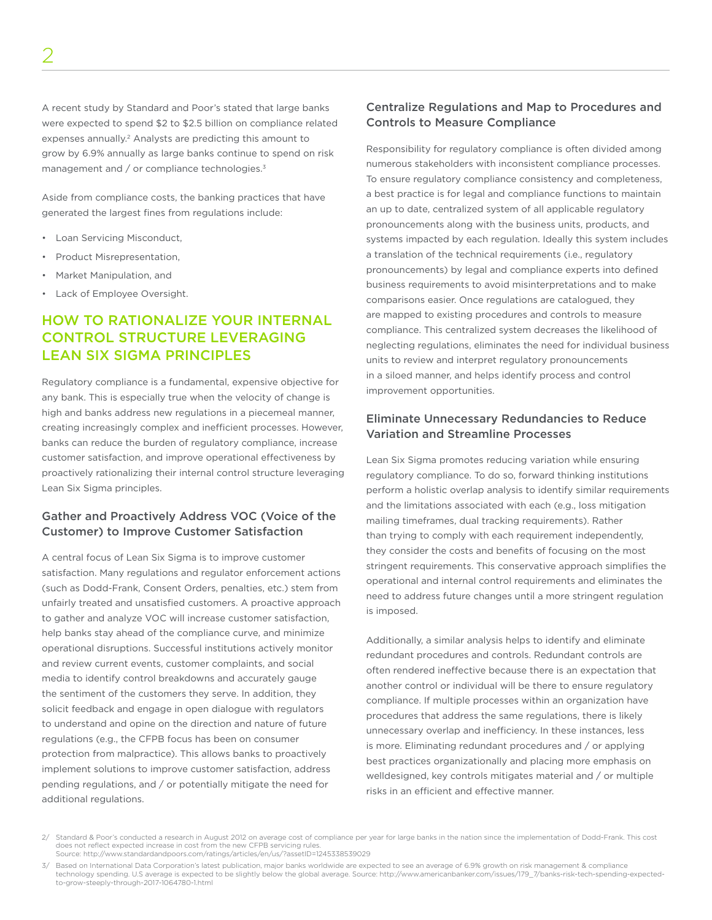A recent study by Standard and Poor's stated that large banks were expected to spend $2 to $2.5 billion on compliance related expenses annually.[2] Analysts are predicting this amount to grow by 6.9% annually as large banks continue to spend on risk management and / or compliance technologies.[3]

Aside from compliance costs, the banking practices that have generated the largest fines from regulations include:

- Loan Servicing Misconduct,
- Product Misrepresentation,
- Market Manipulation, and
- Lack of Employee Oversight.

## HOW TO RATIONALIZE YOUR INTERNAL CONTROL STRUCTURE LEVERAGING LEAN SIX SIGMA PRINCIPLES

Regulatory compliance is a fundamental, expensive objective for any bank. This is especially true when the velocity of change is high and banks address new regulations in a piecemeal manner, creating increasingly complex and inefficient processes. However, banks can reduce the burden of regulatory compliance, increase customer satisfaction, and improve operational effectiveness by proactively rationalizing their internal control structure leveraging Lean Six Sigma principles.

### Gather and Proactively Address VOC (Voice of the Customer) to Improve Customer Satisfaction

A central focus of Lean Six Sigma is to improve customer satisfaction. Many regulations and regulator enforcement actions (such as Dodd-Frank, Consent Orders, penalties, etc.) stem from unfairly treated and unsatisfied customers. A proactive approach to gather and analyze VOC will increase customer satisfaction, help banks stay ahead of the compliance curve, and minimize operational disruptions. Successful institutions actively monitor and review current events, customer complaints, and social media to identify control breakdowns and accurately gauge the sentiment of the customers they serve. In addition, they solicit feedback and engage in open dialogue with regulators to understand and opine on the direction and nature of future regulations (e.g., the CFPB focus has been on consumer protection from malpractice). This allows banks to proactively implement solutions to improve customer satisfaction, address pending regulations, and / or potentially mitigate the need for additional regulations.

### Centralize Regulations and Map to Procedures and Controls to Measure Compliance

Responsibility for regulatory compliance is often divided among numerous stakeholders with inconsistent compliance processes. To ensure regulatory compliance consistency and completeness, a best practice is for legal and compliance functions to maintain an up to date, centralized system of all applicable regulatory pronouncements along with the business units, products, and systems impacted by each regulation. Ideally this system includes a translation of the technical requirements (i.e., regulatory pronouncements) by legal and compliance experts into defined business requirements to avoid misinterpretations and to make comparisons easier. Once regulations are catalogued, they are mapped to existing procedures and controls to measure compliance. This centralized system decreases the likelihood of neglecting regulations, eliminates the need for individual business units to review and interpret regulatory pronouncements in a siloed manner, and helps identify process and control improvement opportunities.

### Eliminate Unnecessary Redundancies to Reduce Variation and Streamline Processes

Lean Six Sigma promotes reducing variation while ensuring regulatory compliance. To do so, forward thinking institutions perform a holistic overlap analysis to identify similar requirements and the limitations associated with each (e.g., loss mitigation mailing timeframes, dual tracking requirements). Rather than trying to comply with each requirement independently, they consider the costs and benefits of focusing on the most stringent requirements. This conservative approach simplifies the operational and internal control requirements and eliminates the need to address future changes until a more stringent regulation is imposed.

Additionally, a similar analysis helps to identify and eliminate redundant procedures and controls. Redundant controls are often rendered ineffective because there is an expectation that another control or individual will be there to ensure regulatory compliance. If multiple processes within an organization have procedures that address the same regulations, there is likely unnecessary overlap and inefficiency. In these instances, less is more. Eliminating redundant procedures and / or applying best practices organizationally and placing more emphasis on welldesigned, key controls mitigates material and / or multiple risks in an efficient and effective manner.

2/ Standard & Poor's conducted a research in August 2012 on average cost of compliance per year for large banks in the nation since the implementation of Dodd-Frank. This cost does not reflect expected increase in cost from the new CFPB servicing rules. Source: http://www.standardandpoors.com/ratings/articles/en/us/?assetID=1245338539029

3/ Based on International Data Corporation's latest publication, major banks worldwide are expected to see an average of 6.9% growth on risk management & compliance technology spending. U.S average is expected to be slightly below the global average. Source: http://www.americanbanker.com/issues/179_7/banks-risk-tech-spending-expected-to-grow-steeply-through-2017-1064780-1.html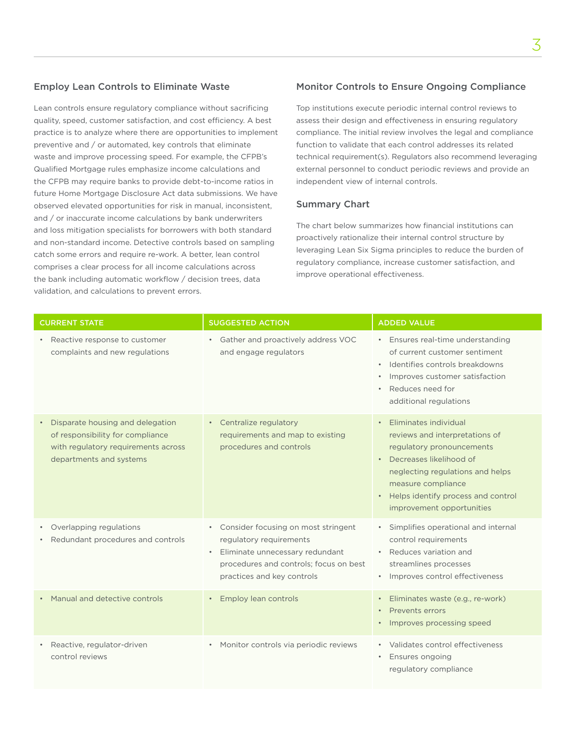## Employ Lean Controls to Eliminate Waste

Lean controls ensure regulatory compliance without sacrificing quality, speed, customer satisfaction, and cost efficiency. A best practice is to analyze where there are opportunities to implement preventive and / or automated, key controls that eliminate waste and improve processing speed. For example, the CFPB's Qualified Mortgage rules emphasize income calculations and the CFPB may require banks to provide debt-to-income ratios in future Home Mortgage Disclosure Act data submissions. We have observed elevated opportunities for risk in manual, inconsistent, and / or inaccurate income calculations by bank underwriters and loss mitigation specialists for borrowers with both standard and non-standard income. Detective controls based on sampling catch some errors and require re-work. A better, lean control comprises a clear process for all income calculations across the bank including automatic workflow / decision trees, data validation, and calculations to prevent errors.

## Monitor Controls to Ensure Ongoing Compliance

Top institutions execute periodic internal control reviews to assess their design and effectiveness in ensuring regulatory compliance. The initial review involves the legal and compliance function to validate that each control addresses its related technical requirement(s). Regulators also recommend leveraging external personnel to conduct periodic reviews and provide an independent view of internal controls.

## Summary Chart

The chart below summarizes how financial institutions can proactively rationalize their internal control structure by leveraging Lean Six Sigma principles to reduce the burden of regulatory compliance, increase customer satisfaction, and improve operational effectiveness.

| CURRENT STATE | SUGGESTED ACTION | ADDED VALUE |
|---|---|---|
| • Reactive response to customer complaints and new regulations | • Gather and proactively address VOC and engage regulators | • Ensures real-time understanding of current customer sentiment<br>• Identifies controls breakdowns<br>• Improves customer satisfaction<br>• Reduces need for additional regulations |
| • Disparate housing and delegation of responsibility for compliance with regulatory requirements across departments and systems | • Centralize regulatory requirements and map to existing procedures and controls | • Eliminates individual reviews and interpretations of regulatory pronouncements<br>• Decreases likelihood of neglecting regulations and helps measure compliance<br>• Helps identify process and control improvement opportunities |
| • Overlapping regulations<br>• Redundant procedures and controls | • Consider focusing on most stringent regulatory requirements<br>• Eliminate unnecessary redundant procedures and controls; focus on best practices and key controls | • Simplifies operational and internal control requirements<br>• Reduces variation and streamlines processes<br>• Improves control effectiveness |
| • Manual and detective controls | • Employ lean controls | • Eliminates waste (e.g., re-work)<br>• Prevents errors<br>• Improves processing speed |
| • Reactive, regulator-driven control reviews | • Monitor controls via periodic reviews | • Validates control effectiveness<br>• Ensures ongoing regulatory compliance |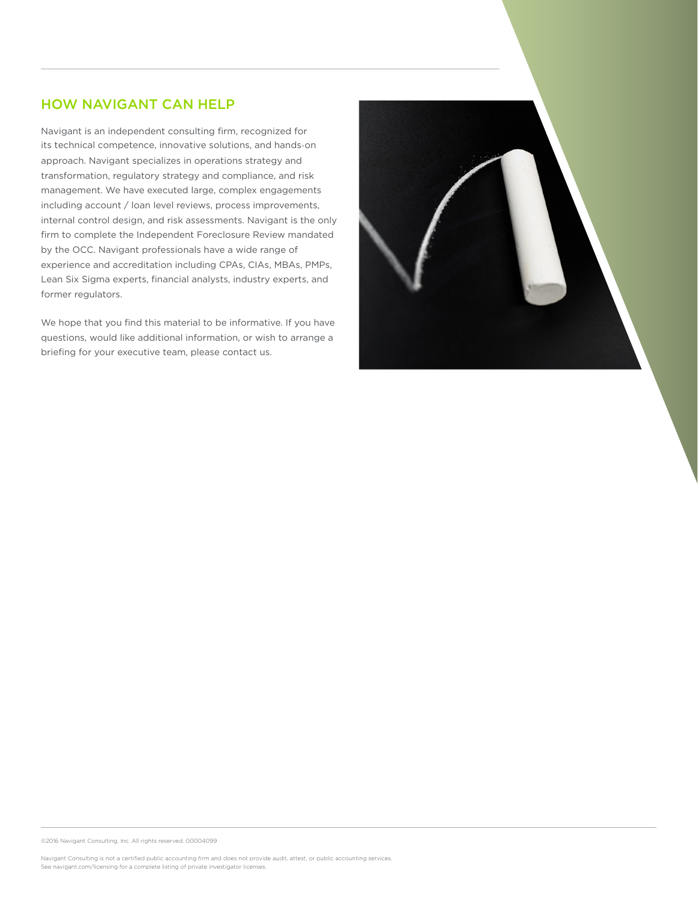## HOW NAVIGANT CAN HELP

Navigant is an independent consulting firm, recognized for its technical competence, innovative solutions, and hands-on approach. Navigant specializes in operations strategy and transformation, regulatory strategy and compliance, and risk management. We have executed large, complex engagements including account / loan level reviews, process improvements, internal control design, and risk assessments. Navigant is the only firm to complete the Independent Foreclosure Review mandated by the OCC. Navigant professionals have a wide range of experience and accreditation including CPAs, CIAs, MBAs, PMPs, Lean Six Sigma experts, financial analysts, industry experts, and former regulators.

We hope that you find this material to be informative. If you have questions, would like additional information, or wish to arrange a briefing for your executive team, please contact us.

©2016 Navigant Consulting, Inc. All rights reserved. 00004099

Navigant Consulting is not a certified public accounting firm and does not provide audit, attest, or public accounting services.
See navigant.com/licensing for a complete listing of private investigator licenses.